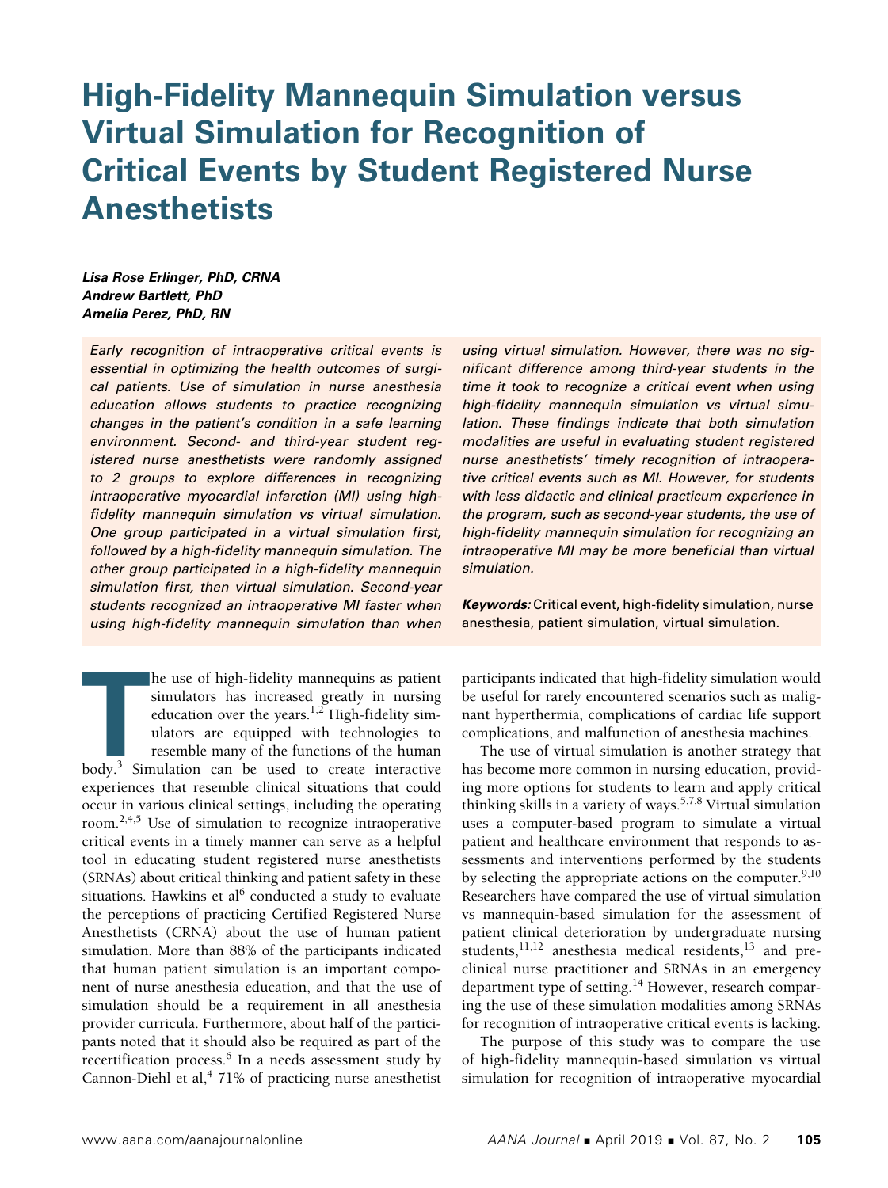# High-Fidelity Mannequin Simulation versus Virtual Simulation for Recognition of Critical Events by Student Registered Nurse Anesthetists

***Lisa Rose Erlinger, PhD, CRNA***
***Andrew Bartlett, PhD***
***Amelia Perez, PhD, RN***

*Early recognition of intraoperative critical events is essential in optimizing the health outcomes of surgical patients. Use of simulation in nurse anesthesia education allows students to practice recognizing changes in the patient's condition in a safe learning environment. Second- and third-year student registered nurse anesthetists were randomly assigned to 2 groups to explore differences in recognizing intraoperative myocardial infarction (MI) using high-fidelity mannequin simulation vs virtual simulation. One group participated in a virtual simulation first, followed by a high-fidelity mannequin simulation. The other group participated in a high-fidelity mannequin simulation first, then virtual simulation. Second-year students recognized an intraoperative MI faster when using high-fidelity mannequin simulation than when using virtual simulation. However, there was no significant difference among third-year students in the time it took to recognize a critical event when using high-fidelity mannequin simulation vs virtual simulation. These findings indicate that both simulation modalities are useful in evaluating student registered nurse anesthetists' timely recognition of intraoperative critical events such as MI. However, for students with less didactic and clinical practicum experience in the program, such as second-year students, the use of high-fidelity mannequin simulation for recognizing an intraoperative MI may be more beneficial than virtual simulation.*

***Keywords:*** Critical event, high-fidelity simulation, nurse anesthesia, patient simulation, virtual simulation.

The use of high-fidelity mannequins as patient simulators has increased greatly in nursing education over the years.[1,2] High-fidelity simulators are equipped with technologies to resemble many of the functions of the human body.[3] Simulation can be used to create interactive experiences that resemble clinical situations that could occur in various clinical settings, including the operating room.[2,4,5] Use of simulation to recognize intraoperative critical events in a timely manner can serve as a helpful tool in educating student registered nurse anesthetists (SRNAs) about critical thinking and patient safety in these situations. Hawkins et al[6] conducted a study to evaluate the perceptions of practicing Certified Registered Nurse Anesthetists (CRNA) about the use of human patient simulation. More than 88% of the participants indicated that human patient simulation is an important component of nurse anesthesia education, and that the use of simulation should be a requirement in all anesthesia provider curricula. Furthermore, about half of the participants noted that it should also be required as part of the recertification process.[6] In a needs assessment study by Cannon-Diehl et al,[4] 71% of practicing nurse anesthetist participants indicated that high-fidelity simulation would be useful for rarely encountered scenarios such as malignant hyperthermia, complications of cardiac life support complications, and malfunction of anesthesia machines.

The use of virtual simulation is another strategy that has become more common in nursing education, providing more options for students to learn and apply critical thinking skills in a variety of ways.[5,7,8] Virtual simulation uses a computer-based program to simulate a virtual patient and healthcare environment that responds to assessments and interventions performed by the students by selecting the appropriate actions on the computer.[9,10] Researchers have compared the use of virtual simulation vs mannequin-based simulation for the assessment of patient clinical deterioration by undergraduate nursing students,[11,12] anesthesia medical residents,[13] and preclinical nurse practitioner and SRNAs in an emergency department type of setting.[14] However, research comparing the use of these simulation modalities among SRNAs for recognition of intraoperative critical events is lacking.

The purpose of this study was to compare the use of high-fidelity mannequin-based simulation vs virtual simulation for recognition of intraoperative myocardial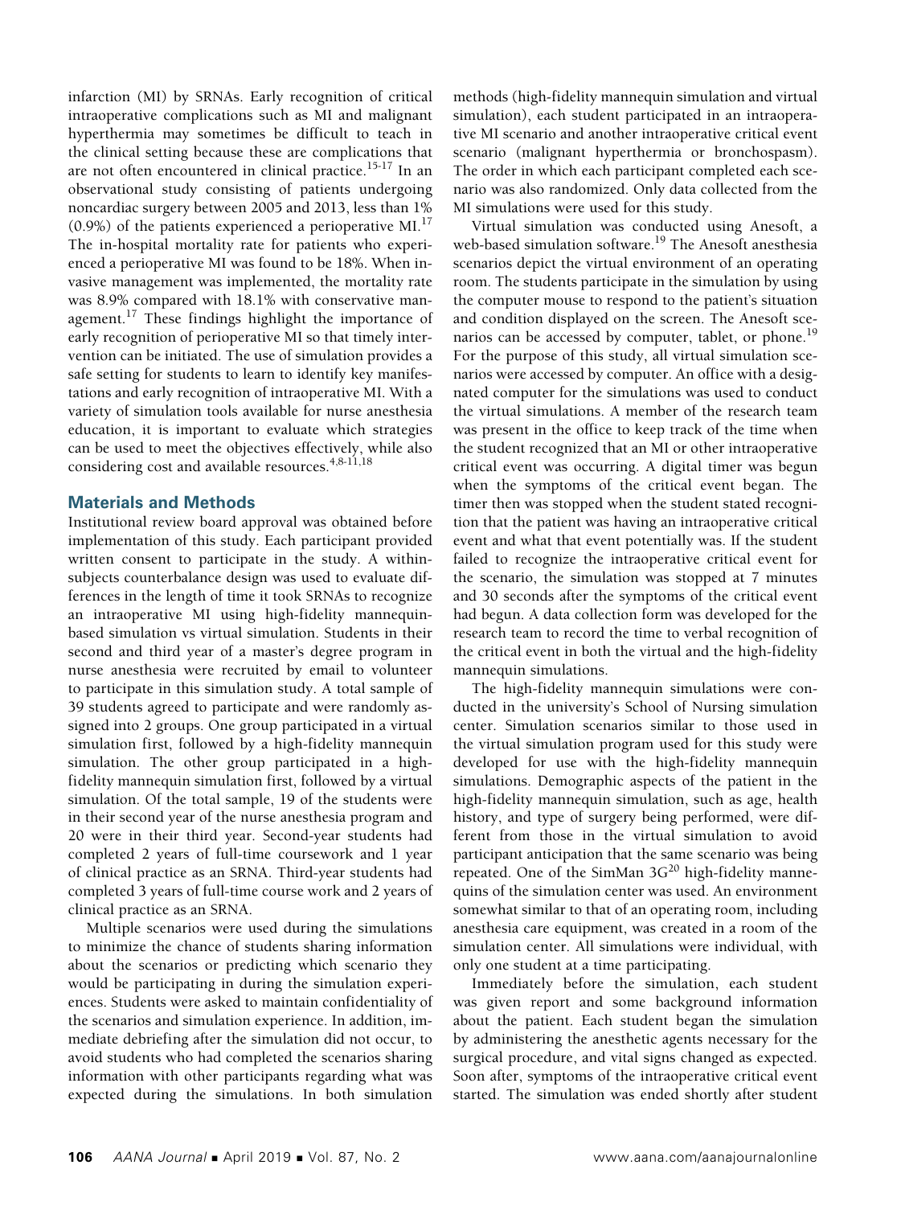infarction (MI) by SRNAs. Early recognition of critical intraoperative complications such as MI and malignant hyperthermia may sometimes be difficult to teach in the clinical setting because these are complications that are not often encountered in clinical practice.[15-17] In an observational study consisting of patients undergoing noncardiac surgery between 2005 and 2013, less than 1% (0.9%) of the patients experienced a perioperative MI.[17] The in-hospital mortality rate for patients who experienced a perioperative MI was found to be 18%. When invasive management was implemented, the mortality rate was 8.9% compared with 18.1% with conservative management.[17] These findings highlight the importance of early recognition of perioperative MI so that timely intervention can be initiated. The use of simulation provides a safe setting for students to learn to identify key manifestations and early recognition of intraoperative MI. With a variety of simulation tools available for nurse anesthesia education, it is important to evaluate which strategies can be used to meet the objectives effectively, while also considering cost and available resources.[4,8-11,18]

## Materials and Methods

Institutional review board approval was obtained before implementation of this study. Each participant provided written consent to participate in the study. A within-subjects counterbalance design was used to evaluate differences in the length of time it took SRNAs to recognize an intraoperative MI using high-fidelity mannequin-based simulation vs virtual simulation. Students in their second and third year of a master's degree program in nurse anesthesia were recruited by email to volunteer to participate in this simulation study. A total sample of 39 students agreed to participate and were randomly assigned into 2 groups. One group participated in a virtual simulation first, followed by a high-fidelity mannequin simulation. The other group participated in a high-fidelity mannequin simulation first, followed by a virtual simulation. Of the total sample, 19 of the students were in their second year of the nurse anesthesia program and 20 were in their third year. Second-year students had completed 2 years of full-time coursework and 1 year of clinical practice as an SRNA. Third-year students had completed 3 years of full-time course work and 2 years of clinical practice as an SRNA.

Multiple scenarios were used during the simulations to minimize the chance of students sharing information about the scenarios or predicting which scenario they would be participating in during the simulation experiences. Students were asked to maintain confidentiality of the scenarios and simulation experience. In addition, immediate debriefing after the simulation did not occur, to avoid students who had completed the scenarios sharing information with other participants regarding what was expected during the simulations. In both simulation methods (high-fidelity mannequin simulation and virtual simulation), each student participated in an intraoperative MI scenario and another intraoperative critical event scenario (malignant hyperthermia or bronchospasm). The order in which each participant completed each scenario was also randomized. Only data collected from the MI simulations were used for this study.

Virtual simulation was conducted using Anesoft, a web-based simulation software.[19] The Anesoft anesthesia scenarios depict the virtual environment of an operating room. The students participate in the simulation by using the computer mouse to respond to the patient's situation and condition displayed on the screen. The Anesoft scenarios can be accessed by computer, tablet, or phone.[19] For the purpose of this study, all virtual simulation scenarios were accessed by computer. An office with a designated computer for the simulations was used to conduct the virtual simulations. A member of the research team was present in the office to keep track of the time when the student recognized that an MI or other intraoperative critical event was occurring. A digital timer was begun when the symptoms of the critical event began. The timer then was stopped when the student stated recognition that the patient was having an intraoperative critical event and what that event potentially was. If the student failed to recognize the intraoperative critical event for the scenario, the simulation was stopped at 7 minutes and 30 seconds after the symptoms of the critical event had begun. A data collection form was developed for the research team to record the time to verbal recognition of the critical event in both the virtual and the high-fidelity mannequin simulations.

The high-fidelity mannequin simulations were conducted in the university's School of Nursing simulation center. Simulation scenarios similar to those used in the virtual simulation program used for this study were developed for use with the high-fidelity mannequin simulations. Demographic aspects of the patient in the high-fidelity mannequin simulation, such as age, health history, and type of surgery being performed, were different from those in the virtual simulation to avoid participant anticipation that the same scenario was being repeated. One of the SimMan 3G[20] high-fidelity mannequins of the simulation center was used. An environment somewhat similar to that of an operating room, including anesthesia care equipment, was created in a room of the simulation center. All simulations were individual, with only one student at a time participating.

Immediately before the simulation, each student was given report and some background information about the patient. Each student began the simulation by administering the anesthetic agents necessary for the surgical procedure, and vital signs changed as expected. Soon after, symptoms of the intraoperative critical event started. The simulation was ended shortly after student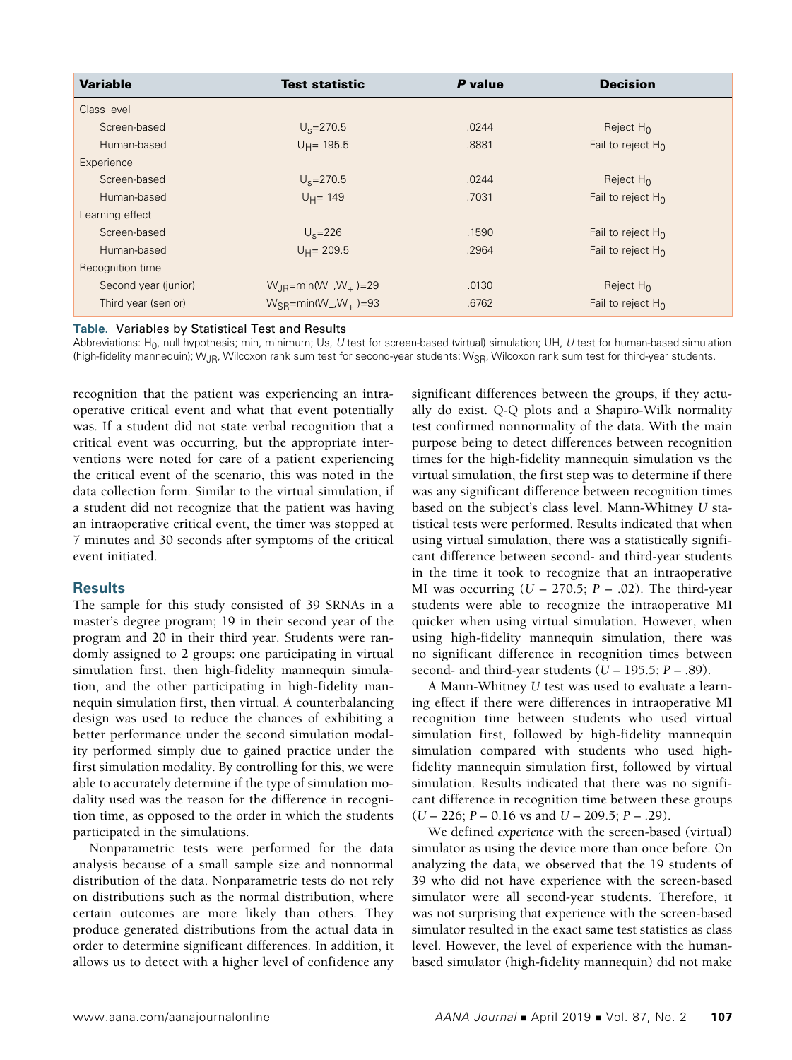| Variable | Test statistic | P value | Decision |
|---|---|---|---|
| Class level | | | |
| Screen-based | $U_S$=270.5 | .0244 | Reject $H_0$ |
| Human-based | $U_H$= 195.5 | .8881 | Fail to reject $H_0$ |
| Experience | | | |
| Screen-based | $U_S$=270.5 | .0244 | Reject $H_0$ |
| Human-based | $U_H$= 149 | .7031 | Fail to reject $H_0$ |
| Learning effect | | | |
| Screen-based | $U_S$=226 | .1590 | Fail to reject $H_0$ |
| Human-based | $U_H$= 209.5 | .2964 | Fail to reject $H_0$ |
| Recognition time | | | |
| Second year (junior) | $W_{JR}=\min(W_-,W_+)=29$ | .0130 | Reject $H_0$ |
| Third year (senior) | $W_{SR}=\min(W_-,W_+)=93$ | .6762 | Fail to reject $H_0$ |

**Table.** Variables by Statistical Test and Results

Abbreviations: $H_0$, null hypothesis; min, minimum; Us, *U* test for screen-based (virtual) simulation; UH, *U* test for human-based simulation (high-fidelity mannequin); $W_{JR}$, Wilcoxon rank sum test for second-year students; $W_{SR}$, Wilcoxon rank sum test for third-year students.

recognition that the patient was experiencing an intraoperative critical event and what that event potentially was. If a student did not state verbal recognition that a critical event was occurring, but the appropriate interventions were noted for care of a patient experiencing the critical event of the scenario, this was noted in the data collection form. Similar to the virtual simulation, if a student did not recognize that the patient was having an intraoperative critical event, the timer was stopped at 7 minutes and 30 seconds after symptoms of the critical event initiated.

## Results

The sample for this study consisted of 39 SRNAs in a master's degree program; 19 in their second year of the program and 20 in their third year. Students were randomly assigned to 2 groups: one participating in virtual simulation first, then high-fidelity mannequin simulation, and the other participating in high-fidelity mannequin simulation first, then virtual. A counterbalancing design was used to reduce the chances of exhibiting a better performance under the second simulation modality performed simply due to gained practice under the first simulation modality. By controlling for this, we were able to accurately determine if the type of simulation modality used was the reason for the difference in recognition time, as opposed to the order in which the students participated in the simulations.

Nonparametric tests were performed for the data analysis because of a small sample size and nonnormal distribution of the data. Nonparametric tests do not rely on distributions such as the normal distribution, where certain outcomes are more likely than others. They produce generated distributions from the actual data in order to determine significant differences. In addition, it allows us to detect with a higher level of confidence any significant differences between the groups, if they actually do exist. Q-Q plots and a Shapiro-Wilk normality test confirmed nonnormality of the data. With the main purpose being to detect differences between recognition times for the high-fidelity mannequin simulation vs the virtual simulation, the first step was to determine if there was any significant difference between recognition times based on the subject's class level. Mann-Whitney *U* statistical tests were performed. Results indicated that when using virtual simulation, there was a statistically significant difference between second- and third-year students in the time it took to recognize that an intraoperative MI was occurring ($U$ – 270.5; $P$ – .02). The third-year students were able to recognize the intraoperative MI quicker when using virtual simulation. However, when using high-fidelity mannequin simulation, there was no significant difference in recognition times between second- and third-year students ($U$ – 195.5; $P$ – .89).

A Mann-Whitney *U* test was used to evaluate a learning effect if there were differences in intraoperative MI recognition time between students who used virtual simulation first, followed by high-fidelity mannequin simulation compared with students who used high-fidelity mannequin simulation first, followed by virtual simulation. Results indicated that there was no significant difference in recognition time between these groups ($U$ – 226; $P$ – 0.16 vs and $U$ – 209.5; $P$ – .29).

We defined *experience* with the screen-based (virtual) simulator as using the device more than once before. On analyzing the data, we observed that the 19 students of 39 who did not have experience with the screen-based simulator were all second-year students. Therefore, it was not surprising that experience with the screen-based simulator resulted in the exact same test statistics as class level. However, the level of experience with the human-based simulator (high-fidelity mannequin) did not make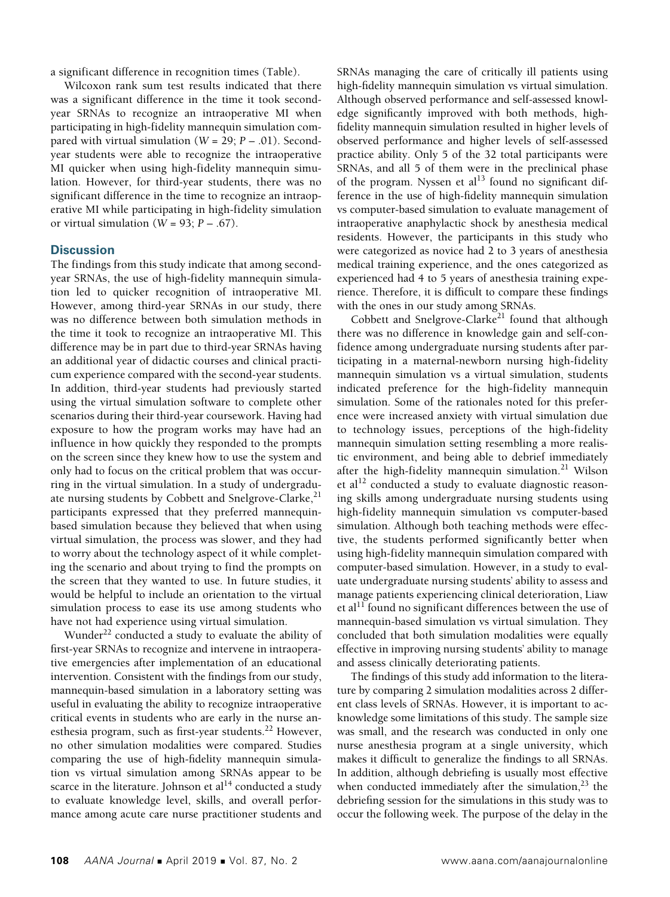a significant difference in recognition times (Table).

Wilcoxon rank sum test results indicated that there was a significant difference in the time it took second-year SRNAs to recognize an intraoperative MI when participating in high-fidelity mannequin simulation compared with virtual simulation ($W = 29$; $P – .01$). Second-year students were able to recognize the intraoperative MI quicker when using high-fidelity mannequin simulation. However, for third-year students, there was no significant difference in the time to recognize an intraoperative MI while participating in high-fidelity simulation or virtual simulation ($W = 93$; $P – .67$).

## Discussion

The findings from this study indicate that among second-year SRNAs, the use of high-fidelity mannequin simulation led to quicker recognition of intraoperative MI. However, among third-year SRNAs in our study, there was no difference between both simulation methods in the time it took to recognize an intraoperative MI. This difference may be in part due to third-year SRNAs having an additional year of didactic courses and clinical practicum experience compared with the second-year students. In addition, third-year students had previously started using the virtual simulation software to complete other scenarios during their third-year coursework. Having had exposure to how the program works may have had an influence in how quickly they responded to the prompts on the screen since they knew how to use the system and only had to focus on the critical problem that was occurring in the virtual simulation. In a study of undergraduate nursing students by Cobbett and Snelgrove-Clarke,[21] participants expressed that they preferred mannequin-based simulation because they believed that when using virtual simulation, the process was slower, and they had to worry about the technology aspect of it while completing the scenario and about trying to find the prompts on the screen that they wanted to use. In future studies, it would be helpful to include an orientation to the virtual simulation process to ease its use among students who have not had experience using virtual simulation.

Wunder[22] conducted a study to evaluate the ability of first-year SRNAs to recognize and intervene in intraoperative emergencies after implementation of an educational intervention. Consistent with the findings from our study, mannequin-based simulation in a laboratory setting was useful in evaluating the ability to recognize intraoperative critical events in students who are early in the nurse anesthesia program, such as first-year students.[22] However, no other simulation modalities were compared. Studies comparing the use of high-fidelity mannequin simulation vs virtual simulation among SRNAs appear to be scarce in the literature. Johnson et al[14] conducted a study to evaluate knowledge level, skills, and overall performance among acute care nurse practitioner students and SRNAs managing the care of critically ill patients using high-fidelity mannequin simulation vs virtual simulation. Although observed performance and self-assessed knowledge significantly improved with both methods, high-fidelity mannequin simulation resulted in higher levels of observed performance and higher levels of self-assessed practice ability. Only 5 of the 32 total participants were SRNAs, and all 5 of them were in the preclinical phase of the program. Nyssen et al[13] found no significant difference in the use of high-fidelity mannequin simulation vs computer-based simulation to evaluate management of intraoperative anaphylactic shock by anesthesia medical residents. However, the participants in this study who were categorized as novice had 2 to 3 years of anesthesia medical training experience, and the ones categorized as experienced had 4 to 5 years of anesthesia training experience. Therefore, it is difficult to compare these findings with the ones in our study among SRNAs.

Cobbett and Snelgrove-Clarke[21] found that although there was no difference in knowledge gain and self-confidence among undergraduate nursing students after participating in a maternal-newborn nursing high-fidelity mannequin simulation vs a virtual simulation, students indicated preference for the high-fidelity mannequin simulation. Some of the rationales noted for this preference were increased anxiety with virtual simulation due to technology issues, perceptions of the high-fidelity mannequin simulation setting resembling a more realistic environment, and being able to debrief immediately after the high-fidelity mannequin simulation.[21] Wilson et al[12] conducted a study to evaluate diagnostic reasoning skills among undergraduate nursing students using high-fidelity mannequin simulation vs computer-based simulation. Although both teaching methods were effective, the students performed significantly better when using high-fidelity mannequin simulation compared with computer-based simulation. However, in a study to evaluate undergraduate nursing students' ability to assess and manage patients experiencing clinical deterioration, Liaw et al[11] found no significant differences between the use of mannequin-based simulation vs virtual simulation. They concluded that both simulation modalities were equally effective in improving nursing students' ability to manage and assess clinically deteriorating patients.

The findings of this study add information to the literature by comparing 2 simulation modalities across 2 different class levels of SRNAs. However, it is important to acknowledge some limitations of this study. The sample size was small, and the research was conducted in only one nurse anesthesia program at a single university, which makes it difficult to generalize the findings to all SRNAs. In addition, although debriefing is usually most effective when conducted immediately after the simulation,[23] the debriefing session for the simulations in this study was to occur the following week. The purpose of the delay in the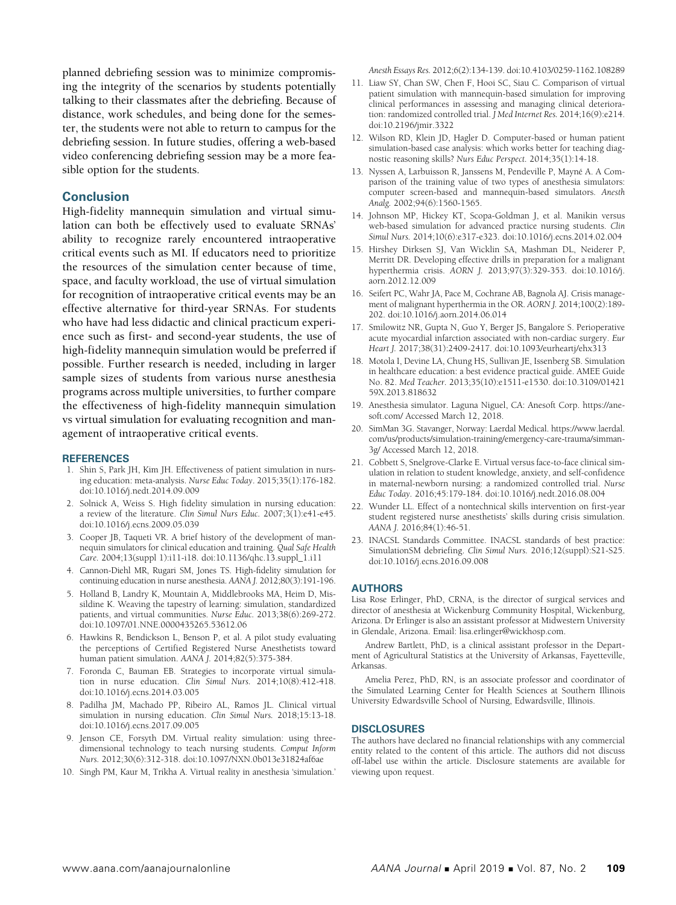planned debriefing session was to minimize compromising the integrity of the scenarios by students potentially talking to their classmates after the debriefing. Because of distance, work schedules, and being done for the semester, the students were not able to return to campus for the debriefing session. In future studies, offering a web-based video conferencing debriefing session may be a more feasible option for the students.

## Conclusion

High-fidelity mannequin simulation and virtual simulation can both be effectively used to evaluate SRNAs' ability to recognize rarely encountered intraoperative critical events such as MI. If educators need to prioritize the resources of the simulation center because of time, space, and faculty workload, the use of virtual simulation for recognition of intraoperative critical events may be an effective alternative for third-year SRNAs. For students who have had less didactic and clinical practicum experience such as first- and second-year students, the use of high-fidelity mannequin simulation would be preferred if possible. Further research is needed, including in larger sample sizes of students from various nurse anesthesia programs across multiple universities, to further compare the effectiveness of high-fidelity mannequin simulation vs virtual simulation for evaluating recognition and management of intraoperative critical events.

## REFERENCES

1. Shin S, Park JH, Kim JH. Effectiveness of patient simulation in nursing education: meta-analysis. *Nurse Educ Today*. 2015;35(1):176-182. doi:10.1016/j.nedt.2014.09.009
2. Solnick A, Weiss S. High fidelity simulation in nursing education: a review of the literature. *Clin Simul Nurs Educ*. 2007;3(1):e41-e45. doi:10.1016/j.ecns.2009.05.039
3. Cooper JB, Taqueti VR. A brief history of the development of mannequin simulators for clinical education and training. *Qual Safe Health Care*. 2004;13(suppl 1):i11-i18. doi:10.1136/qhc.13.suppl_1.i11
4. Cannon-Diehl MR, Rugari SM, Jones TS. High-fidelity simulation for continuing education in nurse anesthesia. *AANA J*. 2012;80(3):191-196.
5. Holland B, Landry K, Mountain A, Middlebrooks MA, Heim D, Missildine K. Weaving the tapestry of learning: simulation, standardized patients, and virtual communities. *Nurse Educ*. 2013;38(6):269-272. doi:10.1097/01.NNE.0000435265.53612.06
6. Hawkins R, Bendickson L, Benson P, et al. A pilot study evaluating the perceptions of Certified Registered Nurse Anesthetists toward human patient simulation. *AANA J*. 2014;82(5):375-384.
7. Foronda C, Bauman EB. Strategies to incorporate virtual simulation in nurse education. *Clin Simul Nurs*. 2014;10(8):412-418. doi:10.1016/j.ecns.2014.03.005
8. Padilha JM, Machado PP, Ribeiro AL, Ramos JL. Clinical virtual simulation in nursing education. *Clin Simul Nurs*. 2018;15:13-18. doi:10.1016/j.ecns.2017.09.005
9. Jenson CE, Forsyth DM. Virtual reality simulation: using three-dimensional technology to teach nursing students. *Comput Inform Nurs*. 2012;30(6):312-318. doi:10.1097/NXN.0b013e31824af6ae
10. Singh PM, Kaur M, Trikha A. Virtual reality in anesthesia 'simulation.' *Anesth Essays Res*. 2012;6(2):134-139. doi:10.4103/0259-1162.108289
11. Liaw SY, Chan SW, Chen F, Hooi SC, Siau C. Comparison of virtual patient simulation with mannequin-based simulation for improving clinical performances in assessing and managing clinical deterioration: randomized controlled trial. *J Med Internet Res*. 2014;16(9):e214. doi:10.2196/jmir.3322
12. Wilson RD, Klein JD, Hagler D. Computer-based or human patient simulation-based case analysis: which works better for teaching diagnostic reasoning skills? *Nurs Educ Perspect*. 2014;35(1):14-18.
13. Nyssen A, Larbuisson R, Janssens M, Pendeville P, Mayné A. A Comparison of the training value of two types of anesthesia simulators: computer screen-based and mannequin-based simulators. *Anesth Analg*. 2002;94(6):1560-1565.
14. Johnson MP, Hickey KT, Scopa-Goldman J, et al. Manikin versus web-based simulation for advanced practice nursing students. *Clin Simul Nurs*. 2014;10(6):e317-e323. doi:10.1016/j.ecns.2014.02.004
15. Hirshey Dirksen SJ, Van Wicklin SA, Mashman DL, Neiderer P, Merritt DR. Developing effective drills in preparation for a malignant hyperthermia crisis. *AORN J*. 2013;97(3):329-353. doi:10.1016/j.aorn.2012.12.009
16. Seifert PC, Wahr JA, Pace M, Cochrane AB, Bagnola AJ. Crisis management of malignant hyperthermia in the OR. *AORN J*. 2014;100(2):189-202. doi:10.1016/j.aorn.2014.06.014
17. Smilowitz NR, Gupta N, Guo Y, Berger JS, Bangalore S. Perioperative acute myocardial infarction associated with non-cardiac surgery. *Eur Heart J*. 2017;38(31):2409-2417. doi:10.1093/eurheartj/ehx313
18. Motola I, Devine LA, Chung HS, Sullivan JE, Issenberg SB. Simulation in healthcare education: a best evidence practical guide. AMEE Guide No. 82. *Med Teacher*. 2013;35(10):e1511-e1530. doi:10.3109/0142159X.2013.818632
19. Anesthesia simulator. Laguna Niguel, CA: Anesoft Corp. https://anesoft.com/ Accessed March 12, 2018.
20. SimMan 3G. Stavanger, Norway: Laerdal Medical. https://www.laerdal.com/us/products/simulation-training/emergency-care-trauma/simman-3g/ Accessed March 12, 2018.
21. Cobbett S, Snelgrove-Clarke E. Virtual versus face-to-face clinical simulation in relation to student knowledge, anxiety, and self-confidence in maternal-newborn nursing: a randomized controlled trial. *Nurse Educ Today*. 2016;45:179-184. doi:10.1016/j.nedt.2016.08.004
22. Wunder LL. Effect of a nontechnical skills intervention on first-year student registered nurse anesthetists' skills during crisis simulation. *AANA J*. 2016;84(1):46-51.
23. INACSL Standards Committee. INACSL standards of best practice: SimulationSM debriefing. *Clin Simul Nurs*. 2016;12(suppl):S21-S25. doi:10.1016/j.ecns.2016.09.008

## AUTHORS

Lisa Rose Erlinger, PhD, CRNA, is the director of surgical services and director of anesthesia at Wickenburg Community Hospital, Wickenburg, Arizona. Dr Erlinger is also an assistant professor at Midwestern University in Glendale, Arizona. Email: lisa.erlinger@wickhosp.com.

Andrew Bartlett, PhD, is a clinical assistant professor in the Department of Agricultural Statistics at the University of Arkansas, Fayetteville, Arkansas.

Amelia Perez, PhD, RN, is an associate professor and coordinator of the Simulated Learning Center for Health Sciences at Southern Illinois University Edwardsville School of Nursing, Edwardsville, Illinois.

## DISCLOSURES

The authors have declared no financial relationships with any commercial entity related to the content of this article. The authors did not discuss off-label use within the article. Disclosure statements are available for viewing upon request.